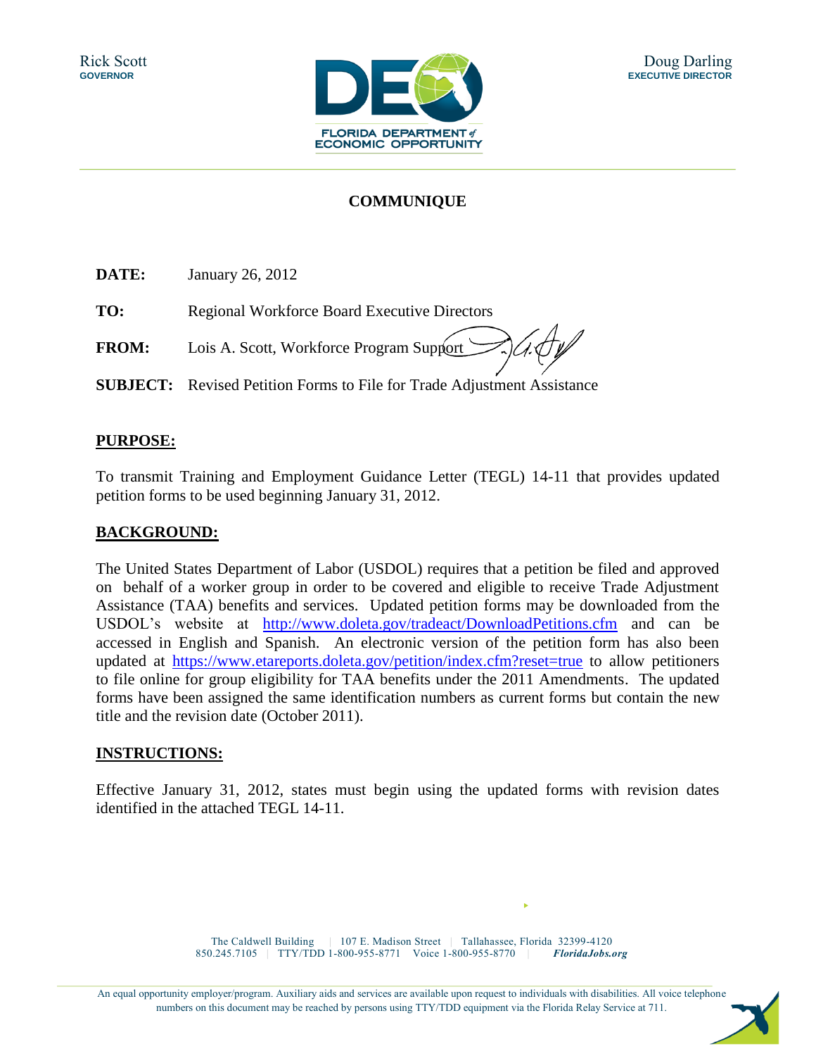Rick Scott
**GOVERNOR**

FLORIDA DEPARTMENT of ECONOMIC OPPORTUNITY

Doug Darling
**EXECUTIVE DIRECTOR**

## COMMUNIQUE

**DATE:** January 26, 2012

**TO:** Regional Workforce Board Executive Directors

**FROM:** Lois A. Scott, Workforce Program Support

**SUBJECT:** Revised Petition Forms to File for Trade Adjustment Assistance

### PURPOSE:

To transmit Training and Employment Guidance Letter (TEGL) 14-11 that provides updated petition forms to be used beginning January 31, 2012.

### BACKGROUND:

The United States Department of Labor (USDOL) requires that a petition be filed and approved on behalf of a worker group in order to be covered and eligible to receive Trade Adjustment Assistance (TAA) benefits and services. Updated petition forms may be downloaded from the USDOL's website at http://www.doleta.gov/tradeact/DownloadPetitions.cfm and can be accessed in English and Spanish. An electronic version of the petition form has also been updated at https://www.etareports.doleta.gov/petition/index.cfm?reset=true to allow petitioners to file online for group eligibility for TAA benefits under the 2011 Amendments. The updated forms have been assigned the same identification numbers as current forms but contain the new title and the revision date (October 2011).

### INSTRUCTIONS:

Effective January 31, 2012, states must begin using the updated forms with revision dates identified in the attached TEGL 14-11.

The Caldwell Building | 107 E. Madison Street | Tallahassee, Florida 32399-4120
850.245.7105 | TTY/TDD 1-800-955-8771 Voice 1-800-955-8770 | *FloridaJobs.org*

An equal opportunity employer/program. Auxiliary aids and services are available upon request to individuals with disabilities. All voice telephone numbers on this document may be reached by persons using TTY/TDD equipment via the Florida Relay Service at 711.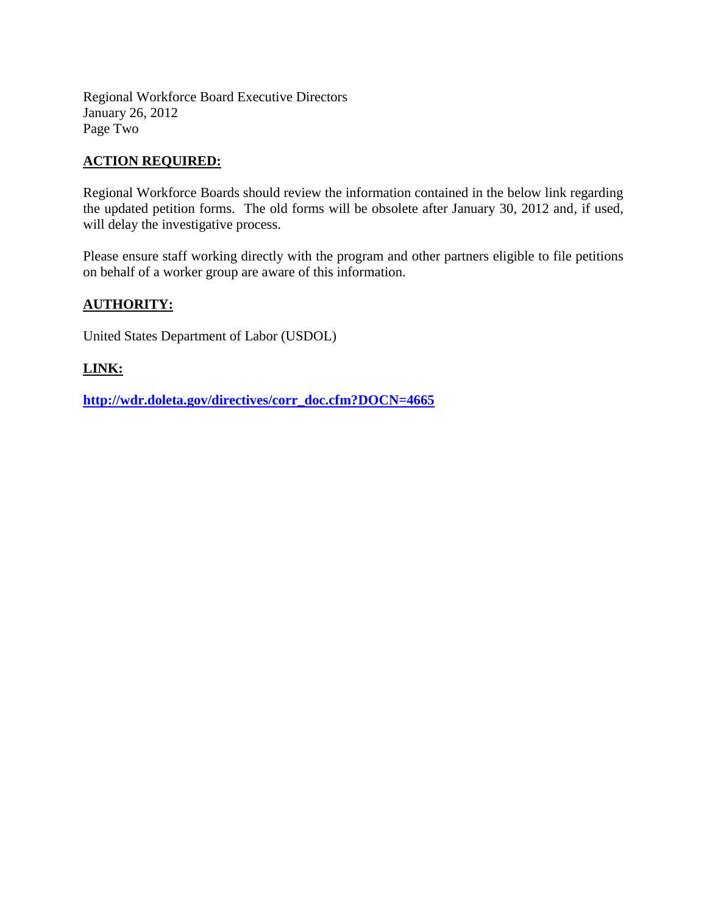**ACTION REQUIRED:**

Regional Workforce Boards should review the information contained in the below link regarding the updated petition forms. The old forms will be obsolete after January 30, 2012 and, if used, will delay the investigative process.

Please ensure staff working directly with the program and other partners eligible to file petitions on behalf of a worker group are aware of this information.

**AUTHORITY:**

United States Department of Labor (USDOL)

**LINK:**

**http://wdr.doleta.gov/directives/corr_doc.cfm?DOCN=4665**